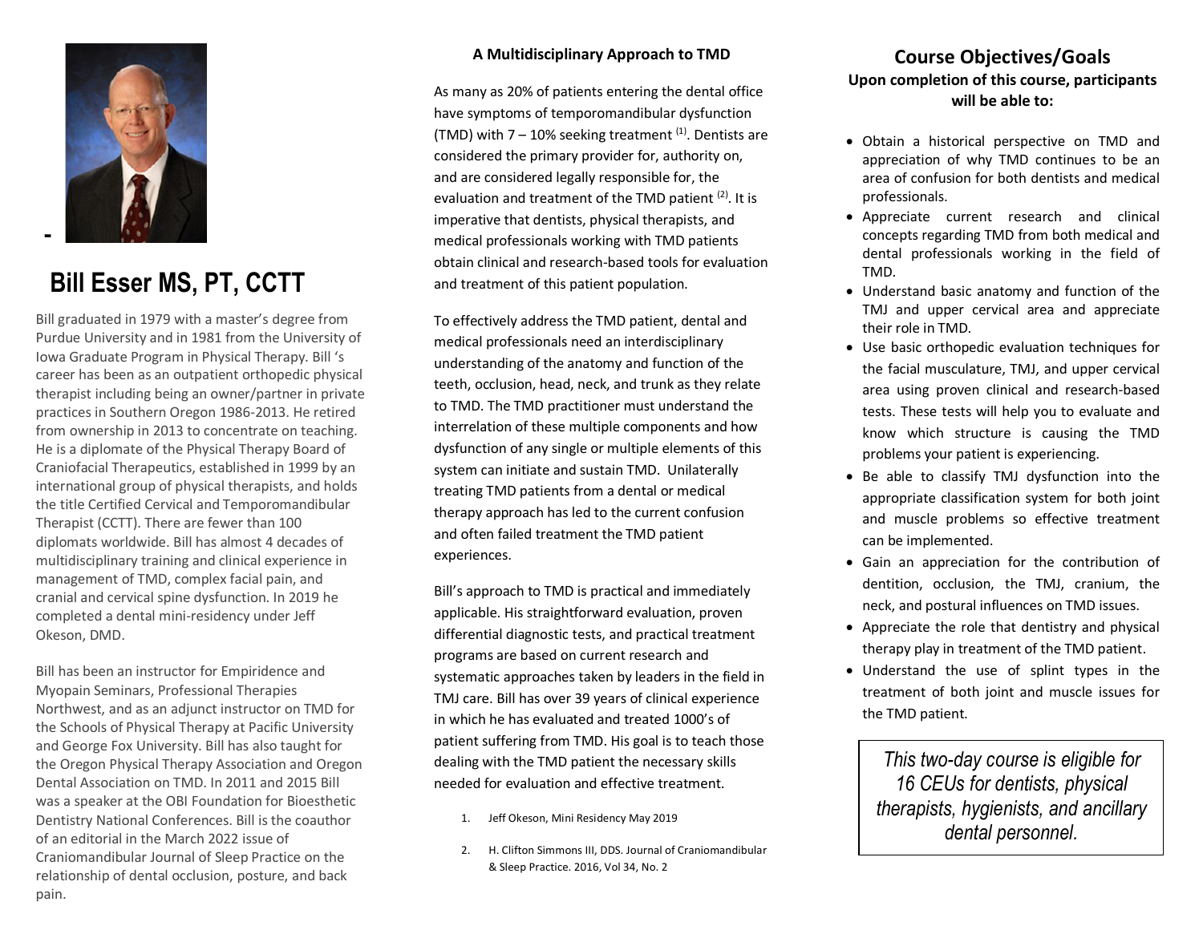## Bill Esser MS, PT, CCTT

Bill graduated in 1979 with a master's degree from Purdue University and in 1981 from the University of Iowa Graduate Program in Physical Therapy. Bill 's career has been as an outpatient orthopedic physical therapist including being an owner/partner in private practices in Southern Oregon 1986-2013. He retired from ownership in 2013 to concentrate on teaching. He is a diplomate of the Physical Therapy Board of Craniofacial Therapeutics, established in 1999 by an international group of physical therapists, and holds the title Certified Cervical and Temporomandibular Therapist (CCTT). There are fewer than 100 diplomats worldwide. Bill has almost 4 decades of multidisciplinary training and clinical experience in management of TMD, complex facial pain, and cranial and cervical spine dysfunction. In 2019 he completed a dental mini-residency under Jeff Okeson, DMD.

Bill has been an instructor for Empiridence and Myopain Seminars, Professional Therapies Northwest, and as an adjunct instructor on TMD for the Schools of Physical Therapy at Pacific University and George Fox University. Bill has also taught for the Oregon Physical Therapy Association and Oregon Dental Association on TMD. In 2011 and 2015 Bill was a speaker at the OBI Foundation for Bioesthetic Dentistry National Conferences. Bill is the coauthor of an editorial in the March 2022 issue of Craniomandibular Journal of Sleep Practice on the relationship of dental occlusion, posture, and back pain.

### A Multidisciplinary Approach to TMD

As many as 20% of patients entering the dental office have symptoms of temporomandibular dysfunction (TMD) with 7 – 10% seeking treatment [1]. Dentists are considered the primary provider for, authority on, and are considered legally responsible for, the evaluation and treatment of the TMD patient [2]. It is imperative that dentists, physical therapists, and medical professionals working with TMD patients obtain clinical and research-based tools for evaluation and treatment of this patient population.

To effectively address the TMD patient, dental and medical professionals need an interdisciplinary understanding of the anatomy and function of the teeth, occlusion, head, neck, and trunk as they relate to TMD. The TMD practitioner must understand the interrelation of these multiple components and how dysfunction of any single or multiple elements of this system can initiate and sustain TMD. Unilaterally treating TMD patients from a dental or medical therapy approach has led to the current confusion and often failed treatment the TMD patient experiences.

Bill's approach to TMD is practical and immediately applicable. His straightforward evaluation, proven differential diagnostic tests, and practical treatment programs are based on current research and systematic approaches taken by leaders in the field in TMJ care. Bill has over 39 years of clinical experience in which he has evaluated and treated 1000's of patient suffering from TMD. His goal is to teach those dealing with the TMD patient the necessary skills needed for evaluation and effective treatment.

1. Jeff Okeson, Mini Residency May 2019
2. H. Clifton Simmons III, DDS. Journal of Craniomandibular & Sleep Practice. 2016, Vol 34, No. 2

## Course Objectives/Goals

**Upon completion of this course, participants will be able to:**

- Obtain a historical perspective on TMD and appreciation of why TMD continues to be an area of confusion for both dentists and medical professionals.
- Appreciate current research and clinical concepts regarding TMD from both medical and dental professionals working in the field of TMD.
- Understand basic anatomy and function of the TMJ and upper cervical area and appreciate their role in TMD.
- Use basic orthopedic evaluation techniques for the facial musculature, TMJ, and upper cervical area using proven clinical and research-based tests. These tests will help you to evaluate and know which structure is causing the TMD problems your patient is experiencing.
- Be able to classify TMJ dysfunction into the appropriate classification system for both joint and muscle problems so effective treatment can be implemented.
- Gain an appreciation for the contribution of dentition, occlusion, the TMJ, cranium, the neck, and postural influences on TMD issues.
- Appreciate the role that dentistry and physical therapy play in treatment of the TMD patient.
- Understand the use of splint types in the treatment of both joint and muscle issues for the TMD patient.

*This two-day course is eligible for 16 CEUs for dentists, physical therapists, hygienists, and ancillary dental personnel.*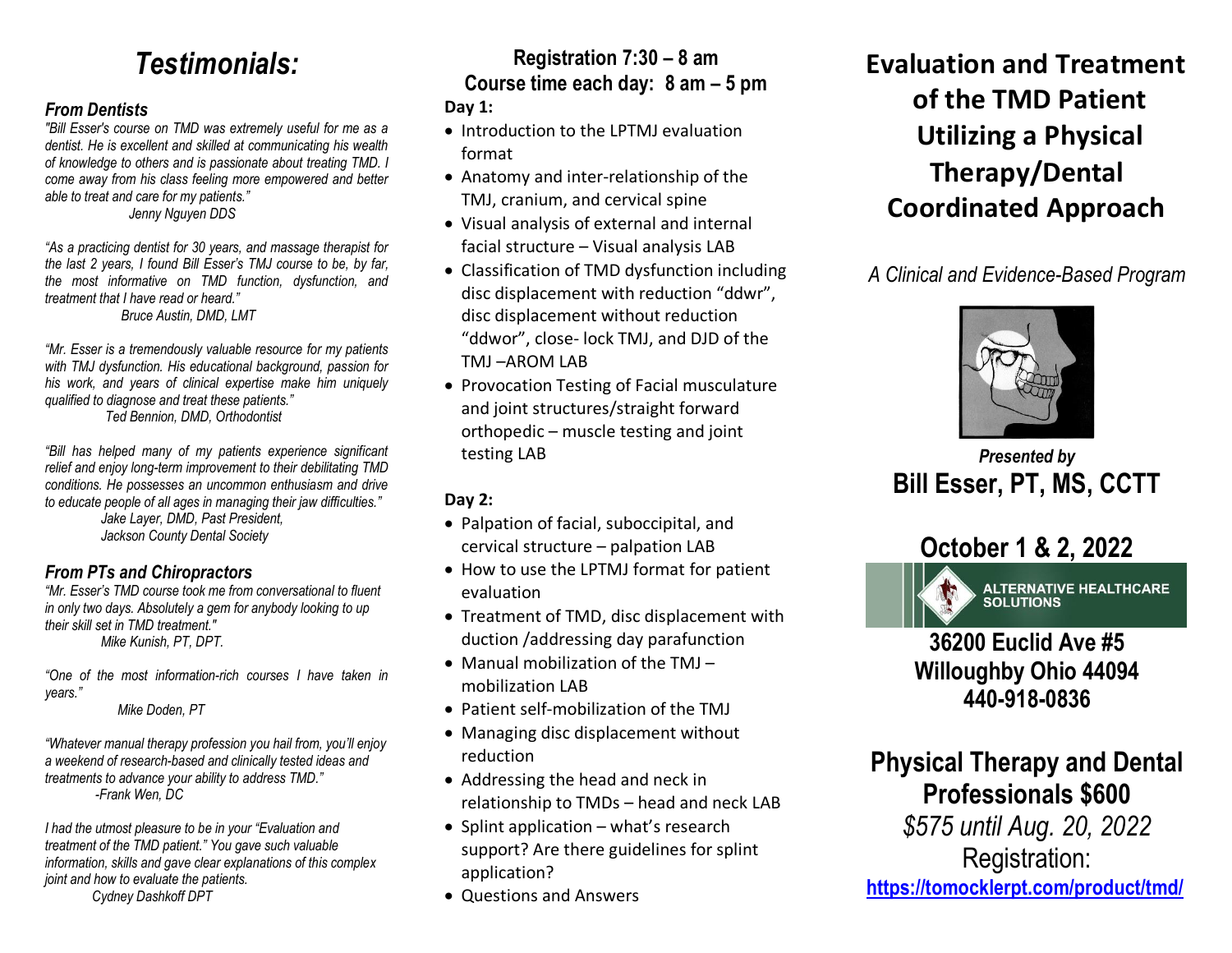# Testimonials:

### From Dentists

*"Bill Esser's course on TMD was extremely useful for me as a dentist. He is excellent and skilled at communicating his wealth of knowledge to others and is passionate about treating TMD. I come away from his class feeling more empowered and better able to treat and care for my patients."*
*Jenny Nguyen DDS*

*"As a practicing dentist for 30 years, and massage therapist for the last 2 years, I found Bill Esser's TMJ course to be, by far, the most informative on TMD function, dysfunction, and treatment that I have read or heard."*
*Bruce Austin, DMD, LMT*

*"Mr. Esser is a tremendously valuable resource for my patients with TMJ dysfunction. His educational background, passion for his work, and years of clinical expertise make him uniquely qualified to diagnose and treat these patients."*
*Ted Bennion, DMD, Orthodontist*

*"Bill has helped many of my patients experience significant relief and enjoy long-term improvement to their debilitating TMD conditions. He possesses an uncommon enthusiasm and drive to educate people of all ages in managing their jaw difficulties."*
*Jake Layer, DMD, Past President,*
*Jackson County Dental Society*

### From PTs and Chiropractors

*"Mr. Esser's TMD course took me from conversational to fluent in only two days. Absolutely a gem for anybody looking to up their skill set in TMD treatment."*
*Mike Kunish, PT, DPT.*

*"One of the most information-rich courses I have taken in years."*
*Mike Doden, PT*

*"Whatever manual therapy profession you hail from, you'll enjoy a weekend of research-based and clinically tested ideas and treatments to advance your ability to address TMD."*
*-Frank Wen, DC*

*I had the utmost pleasure to be in your "Evaluation and treatment of the TMD patient." You gave such valuable information, skills and gave clear explanations of this complex joint and how to evaluate the patients.*
*Cydney Dashkoff DPT*

## Registration 7:30 – 8 am
## Course time each day: 8 am – 5 pm

**Day 1:**

- Introduction to the LPTMJ evaluation format
- Anatomy and inter-relationship of the TMJ, cranium, and cervical spine
- Visual analysis of external and internal facial structure – Visual analysis LAB
- Classification of TMD dysfunction including disc displacement with reduction "ddwr", disc displacement without reduction "ddwor", close- lock TMJ, and DJD of the TMJ –AROM LAB
- Provocation Testing of Facial musculature and joint structures/straight forward orthopedic – muscle testing and joint testing LAB

**Day 2:**

- Palpation of facial, suboccipital, and cervical structure – palpation LAB
- How to use the LPTMJ format for patient evaluation
- Treatment of TMD, disc displacement with duction /addressing day parafunction
- Manual mobilization of the TMJ – mobilization LAB
- Patient self-mobilization of the TMJ
- Managing disc displacement without reduction
- Addressing the head and neck in relationship to TMDs – head and neck LAB
- Splint application – what's research support? Are there guidelines for splint application?
- Questions and Answers

# Evaluation and Treatment of the TMD Patient Utilizing a Physical Therapy/Dental Coordinated Approach

*A Clinical and Evidence-Based Program*

***Presented by***
## Bill Esser, PT, MS, CCTT

## October 1 & 2, 2022

ALTERNATIVE HEALTHCARE SOLUTIONS

**36200 Euclid Ave #5**
**Willoughby Ohio 44094**
**440-918-0836**

## Physical Therapy and Dental Professionals $600

*$575 until Aug. 20, 2022*

Registration:
**https://tomocklerpt.com/product/tmd/**